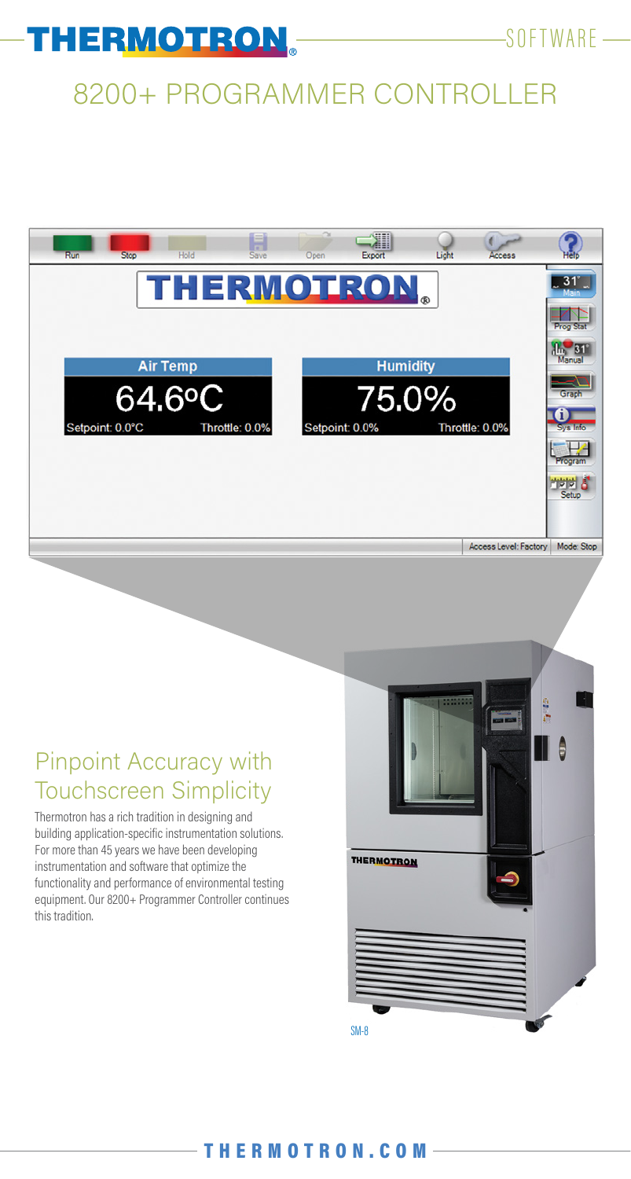# 8200+ PROGRAMMER CONTROLLER

## Pinpoint Accuracy with Touchscreen Simplicity

Thermotron has a rich tradition in designing and building application-specific instrumentation solutions. For more than 45 years we have been developing instrumentation and software that optimize the functionality and performance of environmental testing equipment. Our 8200+ Programmer Controller continues this tradition.

SM-8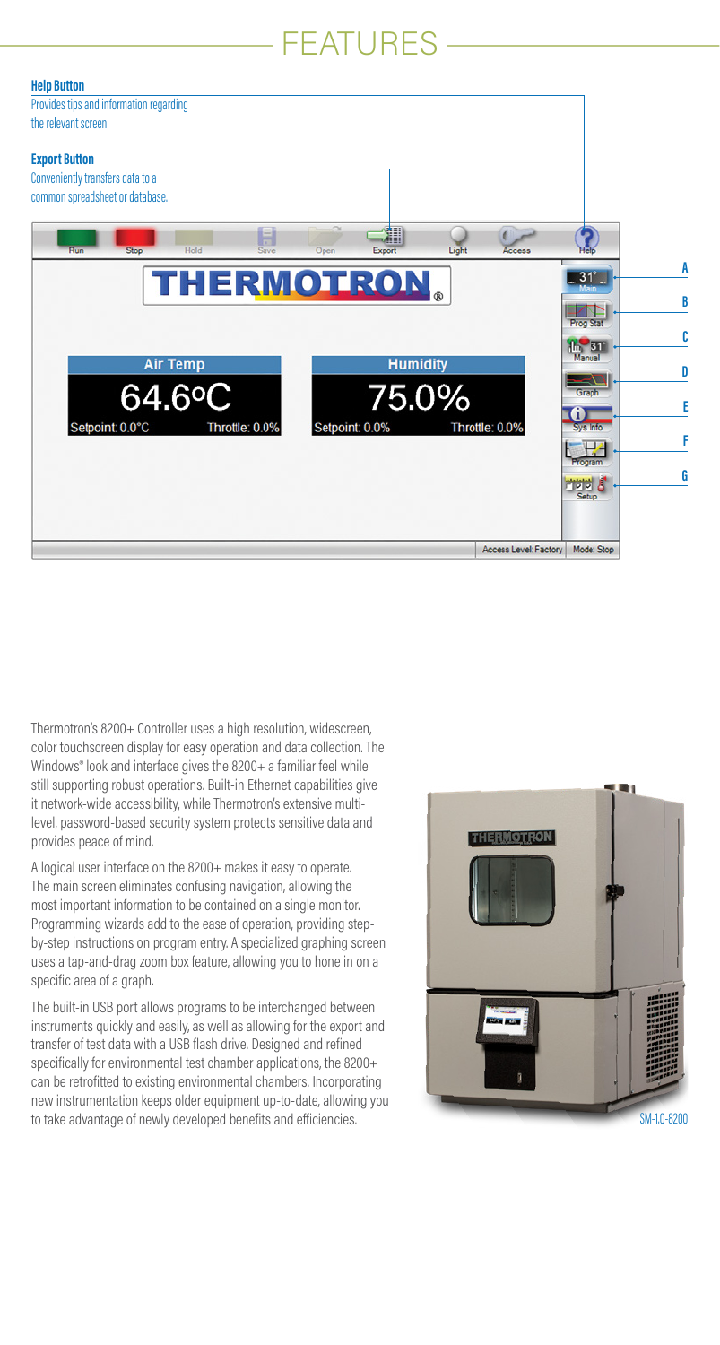# FEATURES

**Help Button**
Provides tips and information regarding the relevant screen.

**Export Button**
Conveniently transfers data to a common spreadsheet or database.

A
B
C
D
E
F
G

Thermotron's 8200+ Controller uses a high resolution, widescreen, color touchscreen display for easy operation and data collection. The Windows® look and interface gives the 8200+ a familiar feel while still supporting robust operations. Built-in Ethernet capabilities give it network-wide accessibility, while Thermotron's extensive multi-level, password-based security system protects sensitive data and provides peace of mind.

A logical user interface on the 8200+ makes it easy to operate. The main screen eliminates confusing navigation, allowing the most important information to be contained on a single monitor. Programming wizards add to the ease of operation, providing step-by-step instructions on program entry. A specialized graphing screen uses a tap-and-drag zoom box feature, allowing you to hone in on a specific area of a graph.

The built-in USB port allows programs to be interchanged between instruments quickly and easily, as well as allowing for the export and transfer of test data with a USB flash drive. Designed and refined specifically for environmental test chamber applications, the 8200+ can be retrofitted to existing environmental chambers. Incorporating new instrumentation keeps older equipment up-to-date, allowing you to take advantage of newly developed benefits and efficiencies.

SM-1.0-8200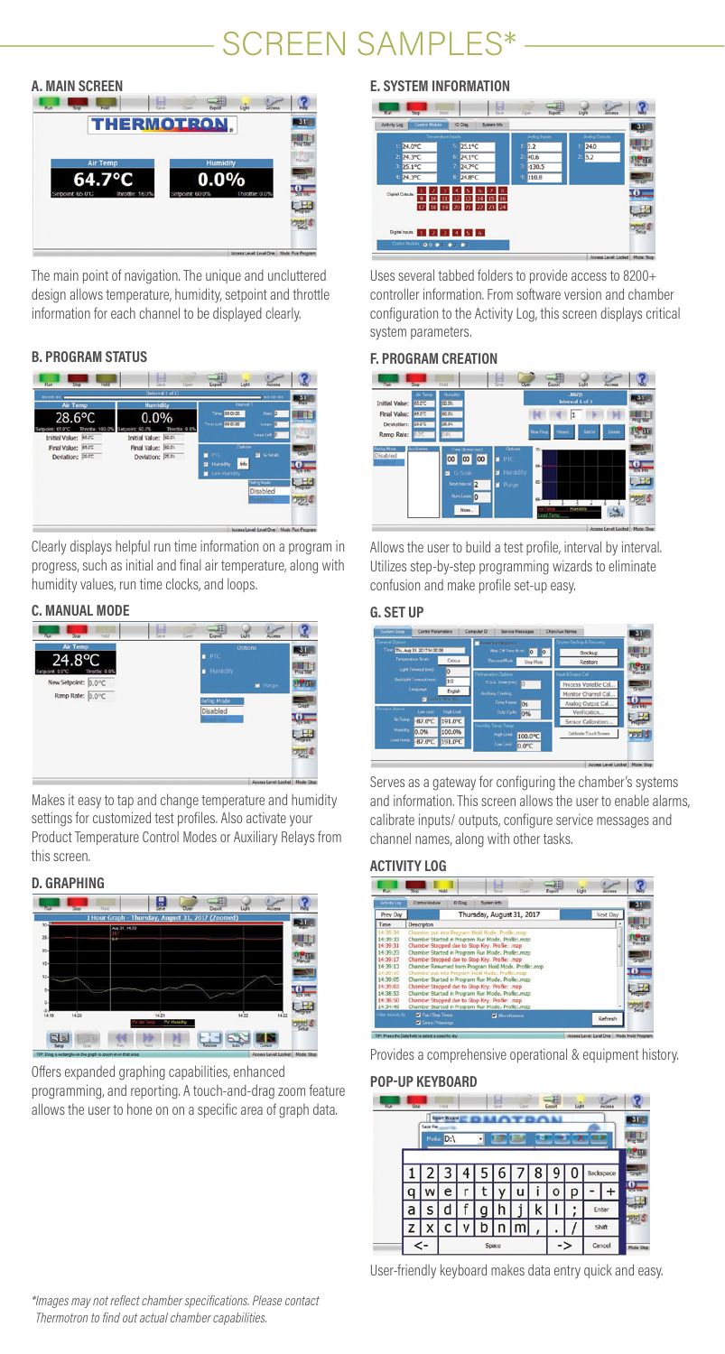# SCREEN SAMPLES*

### A. MAIN SCREEN

The main point of navigation. The unique and uncluttered design allows temperature, humidity, setpoint and throttle information for each channel to be displayed clearly.

### B. PROGRAM STATUS

Clearly displays helpful run time information on a program in progress, such as initial and final air temperature, along with humidity values, run time clocks, and loops.

### C. MANUAL MODE

Makes it easy to tap and change temperature and humidity settings for customized test profiles. Also activate your Product Temperature Control Modes or Auxiliary Relays from this screen.

### D. GRAPHING

Offers expanded graphing capabilities, enhanced programming, and reporting. A touch-and-drag zoom feature allows the user to hone on on a specific area of graph data.

### E. SYSTEM INFORMATION

Uses several tabbed folders to provide access to 8200+ controller information. From software version and chamber configuration to the Activity Log, this screen displays critical system parameters.

### F. PROGRAM CREATION

Allows the user to build a test profile, interval by interval. Utilizes step-by-step programming wizards to eliminate confusion and make profile set-up easy.

### G. SET UP

Serves as a gateway for configuring the chamber's systems and information. This screen allows the user to enable alarms, calibrate inputs/ outputs, configure service messages and channel names, along with other tasks.

### ACTIVITY LOG

Provides a comprehensive operational & equipment history.

### POP-UP KEYBOARD

User-friendly keyboard makes data entry quick and easy.

*Images may not reflect chamber specifications. Please contact Thermotron to find out actual chamber capabilities.*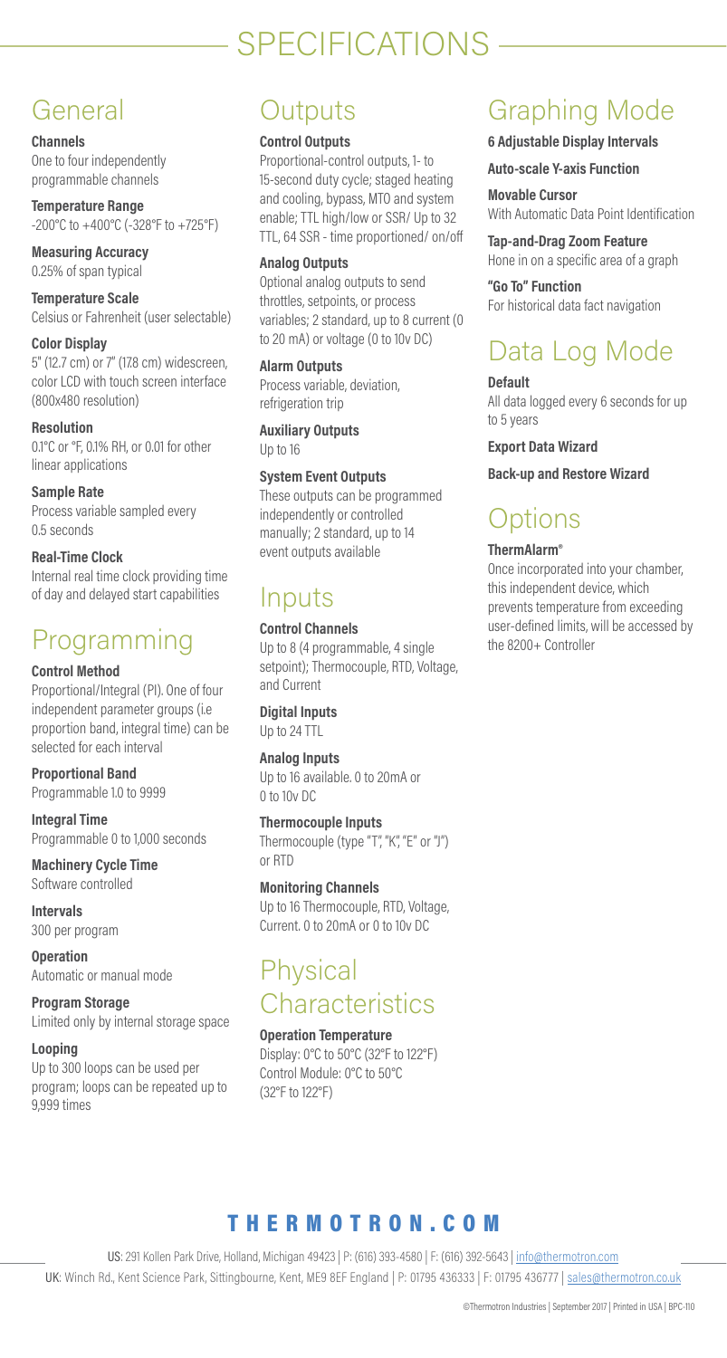# SPECIFICATIONS

## General

**Channels**
One to four independently programmable channels

**Temperature Range**
-200°C to +400°C (-328°F to +725°F)

**Measuring Accuracy**
0.25% of span typical

**Temperature Scale**
Celsius or Fahrenheit (user selectable)

**Color Display**
5" (12.7 cm) or 7" (17.8 cm) widescreen, color LCD with touch screen interface (800x480 resolution)

**Resolution**
0.1°C or °F, 0.1% RH, or 0.01 for other linear applications

**Sample Rate**
Process variable sampled every 0.5 seconds

**Real-Time Clock**
Internal real time clock providing time of day and delayed start capabilities

## Programming

**Control Method**
Proportional/Integral (PI). One of four independent parameter groups (i.e proportion band, integral time) can be selected for each interval

**Proportional Band**
Programmable 1.0 to 9999

**Integral Time**
Programmable 0 to 1,000 seconds

**Machinery Cycle Time**
Software controlled

**Intervals**
300 per program

**Operation**
Automatic or manual mode

**Program Storage**
Limited only by internal storage space

**Looping**
Up to 300 loops can be used per program; loops can be repeated up to 9,999 times

## Outputs

**Control Outputs**
Proportional-control outputs, 1- to 15-second duty cycle; staged heating and cooling, bypass, MTO and system enable; TTL high/low or SSR/ Up to 32 TTL, 64 SSR - time proportioned/ on/off

**Analog Outputs**
Optional analog outputs to send throttles, setpoints, or process variables; 2 standard, up to 8 current (0 to 20 mA) or voltage (0 to 10v DC)

**Alarm Outputs**
Process variable, deviation, refrigeration trip

**Auxiliary Outputs**
Up to 16

**System Event Outputs**
These outputs can be programmed independently or controlled manually; 2 standard, up to 14 event outputs available

## Inputs

**Control Channels**
Up to 8 (4 programmable, 4 single setpoint); Thermocouple, RTD, Voltage, and Current

**Digital Inputs**
Up to 24 TTL

**Analog Inputs**
Up to 16 available. 0 to 20mA or 0 to 10v DC

**Thermocouple Inputs**
Thermocouple (type "T", "K", "E" or "J") or RTD

**Monitoring Channels**
Up to 16 Thermocouple, RTD, Voltage, Current. 0 to 20mA or 0 to 10v DC

## Physical Characteristics

**Operation Temperature**
Display: 0°C to 50°C (32°F to 122°F)
Control Module: 0°C to 50°C (32°F to 122°F)

## Graphing Mode

**6 Adjustable Display Intervals**

**Auto-scale Y-axis Function**

**Movable Cursor**
With Automatic Data Point Identification

**Tap-and-Drag Zoom Feature**
Hone in on a specific area of a graph

**"Go To" Function**
For historical data fact navigation

## Data Log Mode

**Default**
All data logged every 6 seconds for up to 5 years

**Export Data Wizard**

**Back-up and Restore Wizard**

## Options

**ThermAlarm®**
Once incorporated into your chamber, this independent device, which prevents temperature from exceeding user-defined limits, will be accessed by the 8200+ Controller

**THERMOTRON.COM**

US: 291 Kollen Park Drive, Holland, Michigan 49423 | P: (616) 393-4580 | F: (616) 392-5643 | info@thermotron.com
UK: Winch Rd., Kent Science Park, Sittingbourne, Kent, ME9 8EF England | P: 01795 436333 | F: 01795 436777 | sales@thermotron.co.uk

©Thermotron Industries | September 2017 | Printed in USA | BPC-110